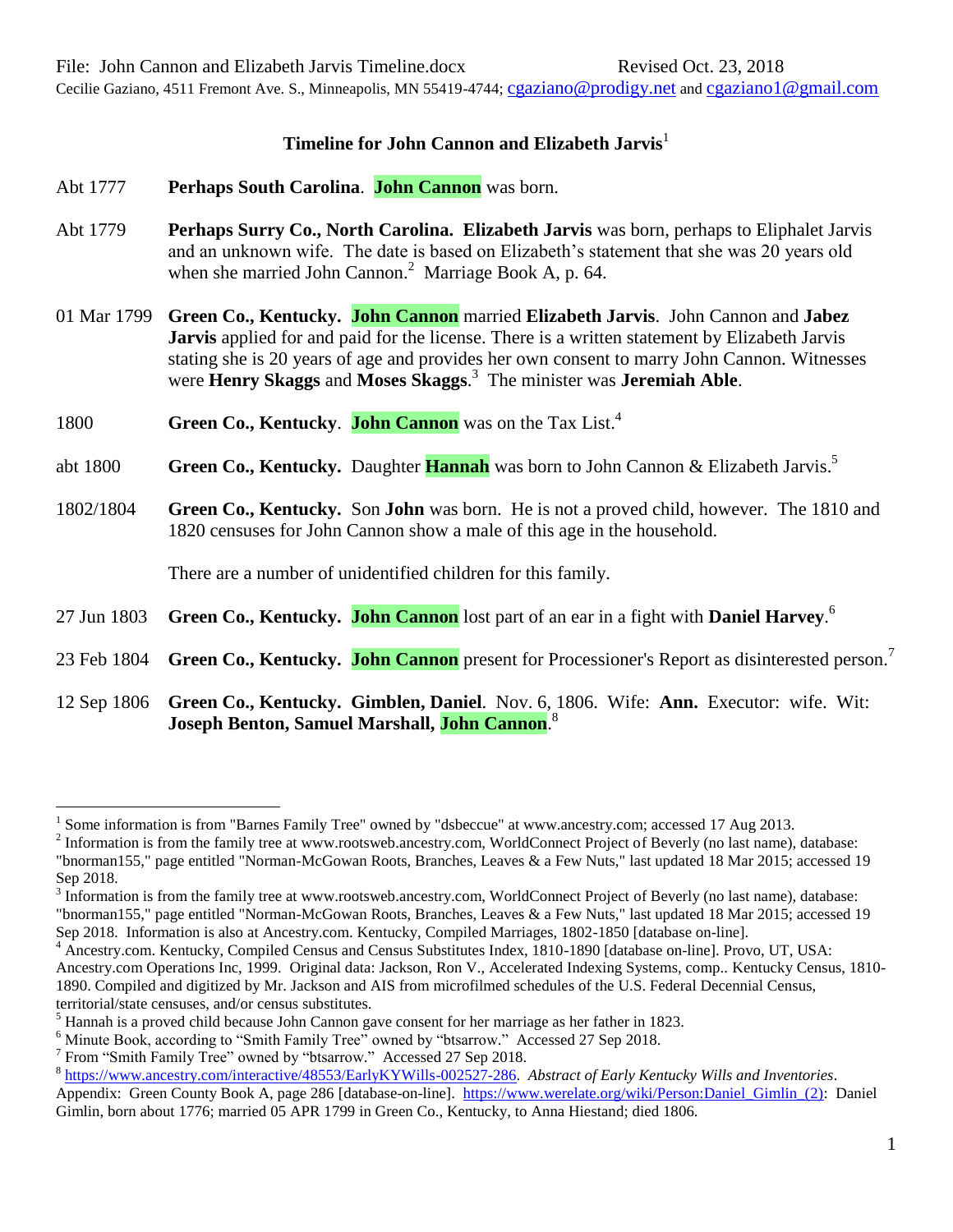File: John Cannon and Elizabeth Jarvis Timeline.docx                                        Revised Oct. 23, 2018

Cecilie Gaziano, 4511 Fremont Ave. S., Minneapolis, MN 55419-4744; cgaziano@prodigy.net and cgaziano1@gmail.com

## Timeline for John Cannon and Elizabeth Jarvis[1]

Abt 1777 **Perhaps South Carolina**. **John Cannon** was born.

Abt 1779 **Perhaps Surry Co., North Carolina. Elizabeth Jarvis** was born, perhaps to Eliphalet Jarvis and an unknown wife. The date is based on Elizabeth's statement that she was 20 years old when she married John Cannon.[2] Marriage Book A, p. 64.

01 Mar 1799 **Green Co., Kentucky. John Cannon** married **Elizabeth Jarvis**. John Cannon and **Jabez Jarvis** applied for and paid for the license. There is a written statement by Elizabeth Jarvis stating she is 20 years of age and provides her own consent to marry John Cannon. Witnesses were **Henry Skaggs** and **Moses Skaggs**.[3] The minister was **Jeremiah Able**.

1800 **Green Co., Kentucky**. **John Cannon** was on the Tax List.[4]

abt 1800 **Green Co., Kentucky.** Daughter **Hannah** was born to John Cannon & Elizabeth Jarvis.[5]

1802/1804 **Green Co., Kentucky.** Son **John** was born. He is not a proved child, however. The 1810 and 1820 censuses for John Cannon show a male of this age in the household.

There are a number of unidentified children for this family.

27 Jun 1803 **Green Co., Kentucky. John Cannon** lost part of an ear in a fight with **Daniel Harvey**.[6]

23 Feb 1804 **Green Co., Kentucky. John Cannon** present for Processioner's Report as disinterested person.[7]

12 Sep 1806 **Green Co., Kentucky. Gimblen, Daniel**. Nov. 6, 1806. Wife: **Ann.** Executor: wife. Wit: **Joseph Benton, Samuel Marshall, John Cannon**.[8]

---

[1] Some information is from "Barnes Family Tree" owned by "dsbeccue" at www.ancestry.com; accessed 17 Aug 2013.

[2] Information is from the family tree at www.rootsweb.ancestry.com, WorldConnect Project of Beverly (no last name), database: "bnorman155," page entitled "Norman-McGowan Roots, Branches, Leaves & a Few Nuts," last updated 18 Mar 2015; accessed 19 Sep 2018.

[3] Information is from the family tree at www.rootsweb.ancestry.com, WorldConnect Project of Beverly (no last name), database: "bnorman155," page entitled "Norman-McGowan Roots, Branches, Leaves & a Few Nuts," last updated 18 Mar 2015; accessed 19 Sep 2018. Information is also at Ancestry.com. Kentucky, Compiled Marriages, 1802-1850 [database on-line].

[4] Ancestry.com. Kentucky, Compiled Census and Census Substitutes Index, 1810-1890 [database on-line]. Provo, UT, USA: Ancestry.com Operations Inc, 1999. Original data: Jackson, Ron V., Accelerated Indexing Systems, comp.. Kentucky Census, 1810-1890. Compiled and digitized by Mr. Jackson and AIS from microfilmed schedules of the U.S. Federal Decennial Census, territorial/state censuses, and/or census substitutes.

[5] Hannah is a proved child because John Cannon gave consent for her marriage as her father in 1823.

[6] Minute Book, according to "Smith Family Tree" owned by "btsarrow." Accessed 27 Sep 2018.

[7] From "Smith Family Tree" owned by "btsarrow." Accessed 27 Sep 2018.

[8] https://www.ancestry.com/interactive/48553/EarlyKYWills-002527-286. *Abstract of Early Kentucky Wills and Inventories*. Appendix: Green County Book A, page 286 [database-on-line]. https://www.werelate.org/wiki/Person:Daniel_Gimlin_(2): Daniel Gimlin, born about 1776; married 05 APR 1799 in Green Co., Kentucky, to Anna Hiestand; died 1806.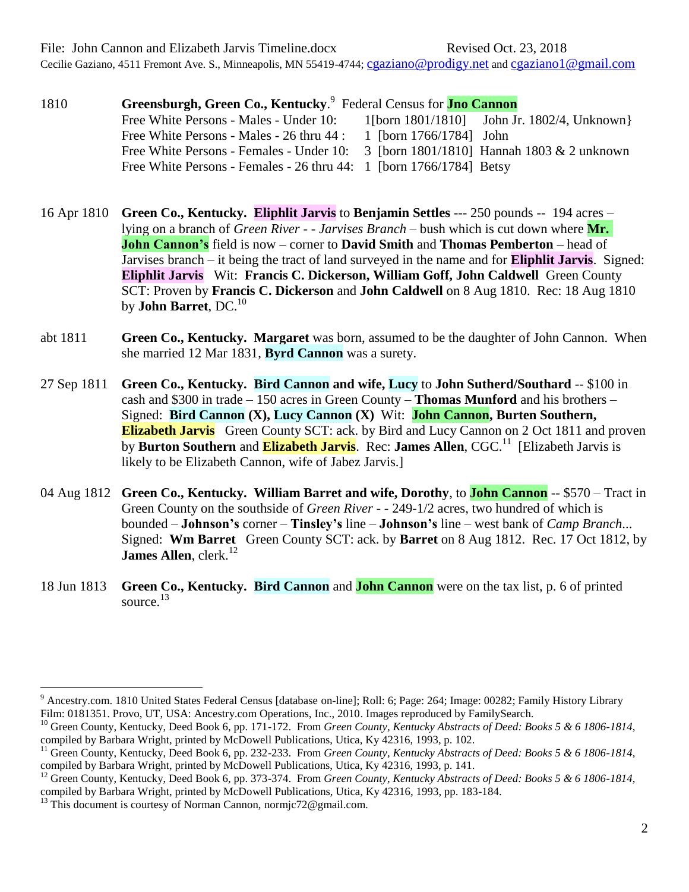File: John Cannon and Elizabeth Jarvis Timeline.docx Revised Oct. 23, 2018
Cecilie Gaziano, 4511 Fremont Ave. S., Minneapolis, MN 55419-4744; cgaziano@prodigy.net and cgaziano1@gmail.com

1810 **Greensburgh, Green Co., Kentucky**.[9] Federal Census for **Jno Cannon**

| | | |
|---|---|---|
| Free White Persons - Males - Under 10: | 1[born 1801/1810] | John Jr. 1802/4, Unknown} |
| Free White Persons - Males - 26 thru 44 : | 1 [born 1766/1784] | John |
| Free White Persons - Females - Under 10: | 3 [born 1801/1810] | Hannah 1803 & 2 unknown |
| Free White Persons - Females - 26 thru 44: | 1 [born 1766/1784] | Betsy |

16 Apr 1810 **Green Co., Kentucky.** **Eliphlit Jarvis** to **Benjamin Settles** --- 250 pounds -- 194 acres – lying on a branch of *Green River* - - *Jarvises Branch* – bush which is cut down where **Mr. John Cannon's** field is now – corner to **David Smith** and **Thomas Pemberton** – head of Jarvises branch – it being the tract of land surveyed in the name and for **Eliphlit Jarvis**. Signed: **Eliphlit Jarvis** Wit: **Francis C. Dickerson, William Goff, John Caldwell** Green County SCT: Proven by **Francis C. Dickerson** and **John Caldwell** on 8 Aug 1810. Rec: 18 Aug 1810 by **John Barret**, DC.[10]

abt 1811 **Green Co., Kentucky.** **Margaret** was born, assumed to be the daughter of John Cannon. When she married 12 Mar 1831, **Byrd Cannon** was a surety.

27 Sep 1811 **Green Co., Kentucky.** **Bird Cannon and wife, Lucy** to **John Sutherd/Southard** -- $100 in cash and $300 in trade – 150 acres in Green County – **Thomas Munford** and his brothers – Signed: **Bird Cannon (X), Lucy Cannon (X)** Wit: **John Cannon, Burten Southern, Elizabeth Jarvis** Green County SCT: ack. by Bird and Lucy Cannon on 2 Oct 1811 and proven by **Burton Southern** and **Elizabeth Jarvis**. Rec: **James Allen**, CGC.[11] [Elizabeth Jarvis is likely to be Elizabeth Cannon, wife of Jabez Jarvis.]

04 Aug 1812 **Green Co., Kentucky. William Barret and wife, Dorothy**, to **John Cannon** -- $570 – Tract in Green County on the southside of *Green River* - - 249-1/2 acres, two hundred of which is bounded – **Johnson's** corner – **Tinsley's** line – **Johnson's** line – west bank of *Camp Branch*... Signed: **Wm Barret** Green County SCT: ack. by **Barret** on 8 Aug 1812. Rec. 17 Oct 1812, by **James Allen**, clerk.[12]

18 Jun 1813 **Green Co., Kentucky.** **Bird Cannon** and **John Cannon** were on the tax list, p. 6 of printed source.[13]

---

[9] Ancestry.com. 1810 United States Federal Census [database on-line]; Roll: 6; Page: 264; Image: 00282; Family History Library Film: 0181351. Provo, UT, USA: Ancestry.com Operations, Inc., 2010. Images reproduced by FamilySearch.

[10] Green County, Kentucky, Deed Book 6, pp. 171-172. From *Green County, Kentucky Abstracts of Deed: Books 5 & 6 1806-1814*, compiled by Barbara Wright, printed by McDowell Publications, Utica, Ky 42316, 1993, p. 102.

[11] Green County, Kentucky, Deed Book 6, pp. 232-233. From *Green County, Kentucky Abstracts of Deed: Books 5 & 6 1806-1814*, compiled by Barbara Wright, printed by McDowell Publications, Utica, Ky 42316, 1993, p. 141.

[12] Green County, Kentucky, Deed Book 6, pp. 373-374. From *Green County, Kentucky Abstracts of Deed: Books 5 & 6 1806-1814*, compiled by Barbara Wright, printed by McDowell Publications, Utica, Ky 42316, 1993, pp. 183-184.

[13] This document is courtesy of Norman Cannon, normjc72@gmail.com.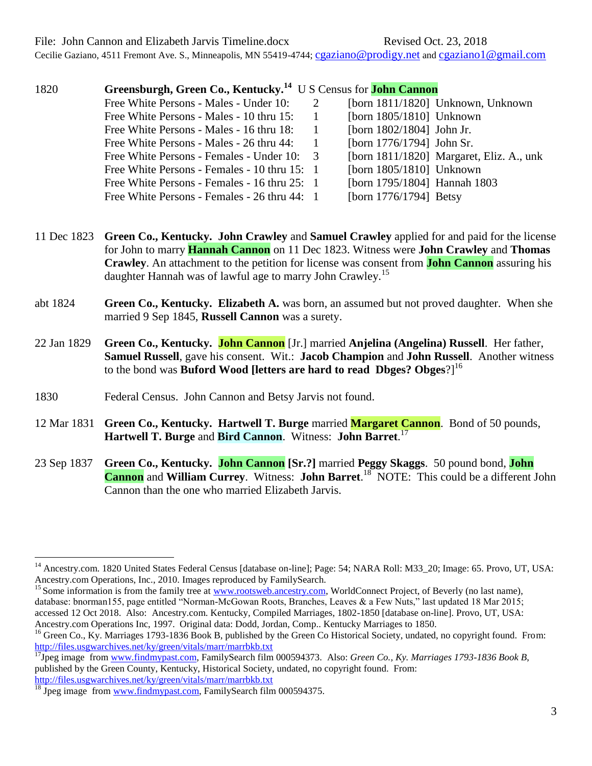| | | | |
|---|---|---|---|
| 1820 | **Greensburgh, Green Co., Kentucky.**[14] U S Census for **John Cannon** | | |
| | Free White Persons - Males - Under 10: | 2 | [born 1811/1820] Unknown, Unknown |
| | Free White Persons - Males - 10 thru 15: | 1 | [born 1805/1810] Unknown |
| | Free White Persons - Males - 16 thru 18: | 1 | [born 1802/1804] John Jr. |
| | Free White Persons - Males - 26 thru 44: | 1 | [born 1776/1794] John Sr. |
| | Free White Persons - Females - Under 10: | 3 | [born 1811/1820] Margaret, Eliz. A., unk |
| | Free White Persons - Females - 10 thru 15: | 1 | [born 1805/1810] Unknown |
| | Free White Persons - Females - 16 thru 25: | 1 | [born 1795/1804] Hannah 1803 |
| | Free White Persons - Females - 26 thru 44: | 1 | [born 1776/1794] Betsy |

11 Dec 1823 **Green Co., Kentucky. John Crawley** and **Samuel Crawley** applied for and paid for the license for John to marry **Hannah Cannon** on 11 Dec 1823. Witness were **John Crawley** and **Thomas Crawley**. An attachment to the petition for license was consent from **John Cannon** assuring his daughter Hannah was of lawful age to marry John Crawley.[15]

abt 1824 **Green Co., Kentucky. Elizabeth A.** was born, an assumed but not proved daughter. When she married 9 Sep 1845, **Russell Cannon** was a surety.

22 Jan 1829 **Green Co., Kentucky. John Cannon** [Jr.] married **Anjelina (Angelina) Russell**. Her father, **Samuel Russell**, gave his consent. Wit.: **Jacob Champion** and **John Russell**. Another witness to the bond was **Buford Wood [letters are hard to read Dbges? Obges**?][16]

1830 Federal Census. John Cannon and Betsy Jarvis not found.

12 Mar 1831 **Green Co., Kentucky. Hartwell T. Burge** married **Margaret Cannon**. Bond of 50 pounds, **Hartwell T. Burge** and **Bird Cannon**. Witness: **John Barret**.[17]

23 Sep 1837 **Green Co., Kentucky. John Cannon [Sr.?]** married **Peggy Skaggs**. 50 pound bond, **John Cannon** and **William Currey**. Witness: **John Barret**.[18] NOTE: This could be a different John Cannon than the one who married Elizabeth Jarvis.

---

[14] Ancestry.com. 1820 United States Federal Census [database on-line]; Page: 54; NARA Roll: M33_20; Image: 65. Provo, UT, USA: Ancestry.com Operations, Inc., 2010. Images reproduced by FamilySearch.

[15] Some information is from the family tree at www.rootsweb.ancestry.com, WorldConnect Project, of Beverly (no last name), database: bnorman155, page entitled "Norman-McGowan Roots, Branches, Leaves & a Few Nuts," last updated 18 Mar 2015; accessed 12 Oct 2018. Also: Ancestry.com. Kentucky, Compiled Marriages, 1802-1850 [database on-line]. Provo, UT, USA: Ancestry.com Operations Inc, 1997. Original data: Dodd, Jordan, Comp.. Kentucky Marriages to 1850.

[16] Green Co., Ky. Marriages 1793-1836 Book B, published by the Green Co Historical Society, undated, no copyright found. From: http://files.usgwarchives.net/ky/green/vitals/marr/marrbkb.txt

[17] Jpeg image from www.findmypast.com, FamilySearch film 000594373. Also: *Green Co., Ky. Marriages 1793-1836 Book B*, published by the Green County, Kentucky, Historical Society, undated, no copyright found. From: http://files.usgwarchives.net/ky/green/vitals/marr/marrbkb.txt

[18] Jpeg image from www.findmypast.com, FamilySearch film 000594375.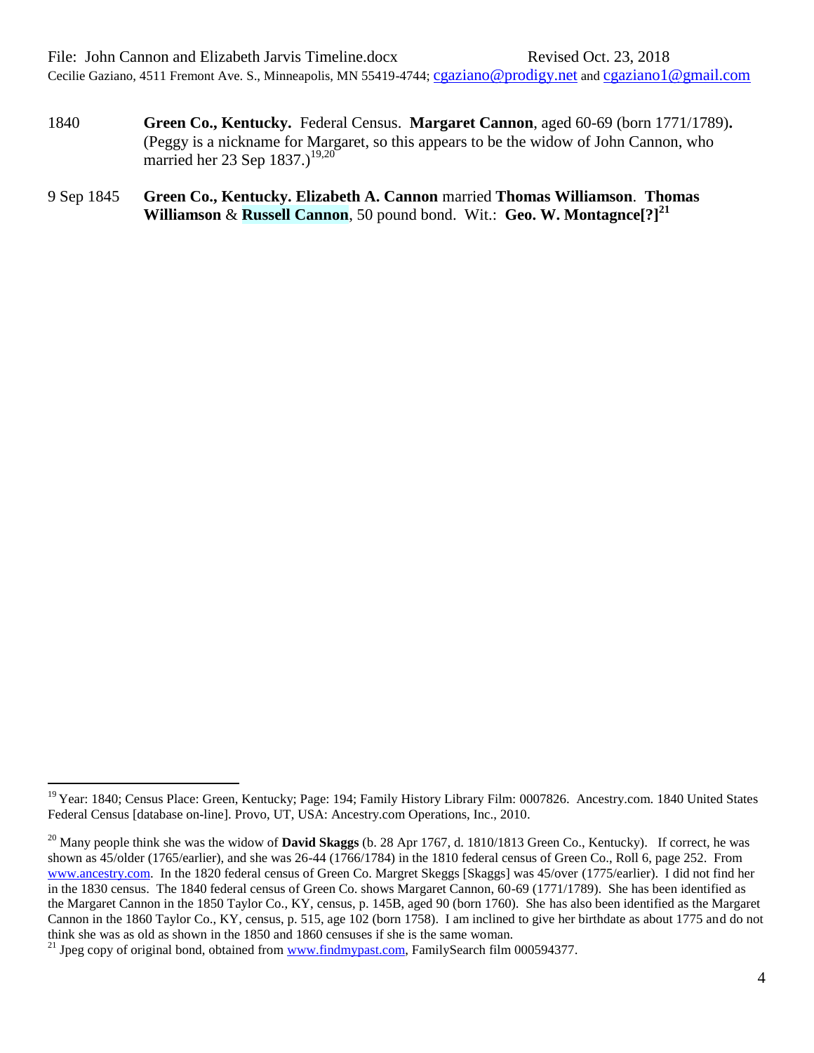1840 **Green Co., Kentucky.** Federal Census. **Margaret Cannon**, aged 60-69 (born 1771/1789)**.** (Peggy is a nickname for Margaret, so this appears to be the widow of John Cannon, who married her 23 Sep 1837.)[19,20]

9 Sep 1845 **Green Co., Kentucky. Elizabeth A. Cannon** married **Thomas Williamson**. **Thomas Williamson** & **Russell Cannon**, 50 pound bond. Wit.: **Geo. W. Montagnce[?]**[21]

---

[19] Year: 1840; Census Place: Green, Kentucky; Page: 194; Family History Library Film: 0007826. Ancestry.com. 1840 United States Federal Census [database on-line]. Provo, UT, USA: Ancestry.com Operations, Inc., 2010.

[20] Many people think she was the widow of **David Skaggs** (b. 28 Apr 1767, d. 1810/1813 Green Co., Kentucky). If correct, he was shown as 45/older (1765/earlier), and she was 26-44 (1766/1784) in the 1810 federal census of Green Co., Roll 6, page 252. From www.ancestry.com. In the 1820 federal census of Green Co. Margret Skeggs [Skaggs] was 45/over (1775/earlier). I did not find her in the 1830 census. The 1840 federal census of Green Co. shows Margaret Cannon, 60-69 (1771/1789). She has been identified as the Margaret Cannon in the 1850 Taylor Co., KY, census, p. 145B, aged 90 (born 1760). She has also been identified as the Margaret Cannon in the 1860 Taylor Co., KY, census, p. 515, age 102 (born 1758). I am inclined to give her birthdate as about 1775 and do not think she was as old as shown in the 1850 and 1860 censuses if she is the same woman.

[21] Jpeg copy of original bond, obtained from www.findmypast.com, FamilySearch film 000594377.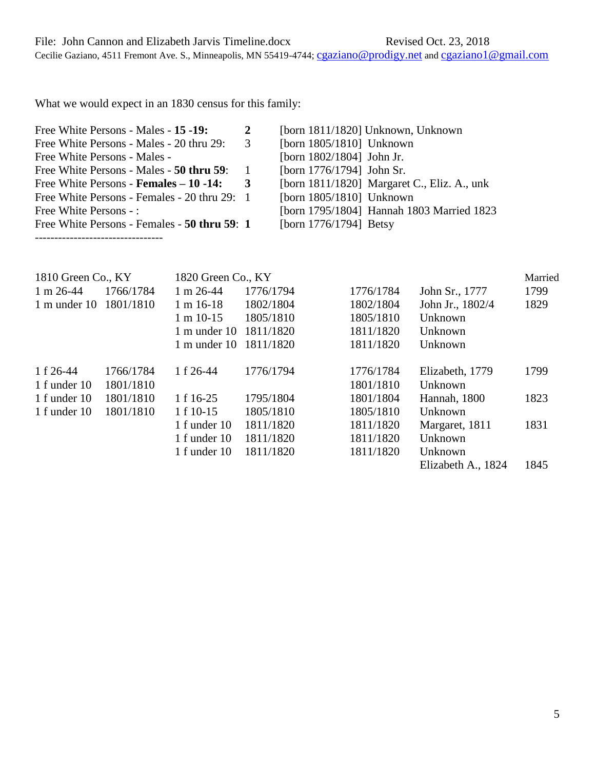What we would expect in an 1830 census for this family:

| | | |
|---|---|---|
| Free White Persons - Males - **15 -19:** | **2** | [born 1811/1820] Unknown, Unknown |
| Free White Persons - Males - 20 thru 29: | 3 | [born 1805/1810] Unknown |
| Free White Persons - Males - | | [born 1802/1804] John Jr. |
| Free White Persons - Males - **50 thru 59**: | 1 | [born 1776/1794] John Sr. |
| Free White Persons - **Females – 10 -14:** | **3** | [born 1811/1820] Margaret C., Eliz. A., unk |
| Free White Persons - Females - 20 thru 29: | 1 | [born 1805/1810] Unknown |
| Free White Persons - : | | [born 1795/1804] Hannah 1803 Married 1823 |
| Free White Persons - Females - **50 thru 59**: | **1** | [born 1776/1794] Betsy |

---------------------------------

| 1810 Green Co., KY | | 1820 Green Co., KY | | | | Married |
|---|---|---|---|---|---|---|
| 1 m 26-44 | 1766/1784 | 1 m 26-44 | 1776/1794 | 1776/1784 | John Sr., 1777 | 1799 |
| 1 m under 10 | 1801/1810 | 1 m 16-18 | 1802/1804 | 1802/1804 | John Jr., 1802/4 | 1829 |
| | | 1 m 10-15 | 1805/1810 | 1805/1810 | Unknown | |
| | | 1 m under 10 | 1811/1820 | 1811/1820 | Unknown | |
| | | 1 m under 10 | 1811/1820 | 1811/1820 | Unknown | |
| | | | | | | |
| 1 f 26-44 | 1766/1784 | 1 f 26-44 | 1776/1794 | 1776/1784 | Elizabeth, 1779 | 1799 |
| 1 f under 10 | 1801/1810 | | | 1801/1810 | Unknown | |
| 1 f under 10 | 1801/1810 | 1 f 16-25 | 1795/1804 | 1801/1804 | Hannah, 1800 | 1823 |
| 1 f under 10 | 1801/1810 | 1 f 10-15 | 1805/1810 | 1805/1810 | Unknown | |
| | | 1 f under 10 | 1811/1820 | 1811/1820 | Margaret, 1811 | 1831 |
| | | 1 f under 10 | 1811/1820 | 1811/1820 | Unknown | |
| | | 1 f under 10 | 1811/1820 | 1811/1820 | Unknown | |
| | | | | | Elizabeth A., 1824 | 1845 |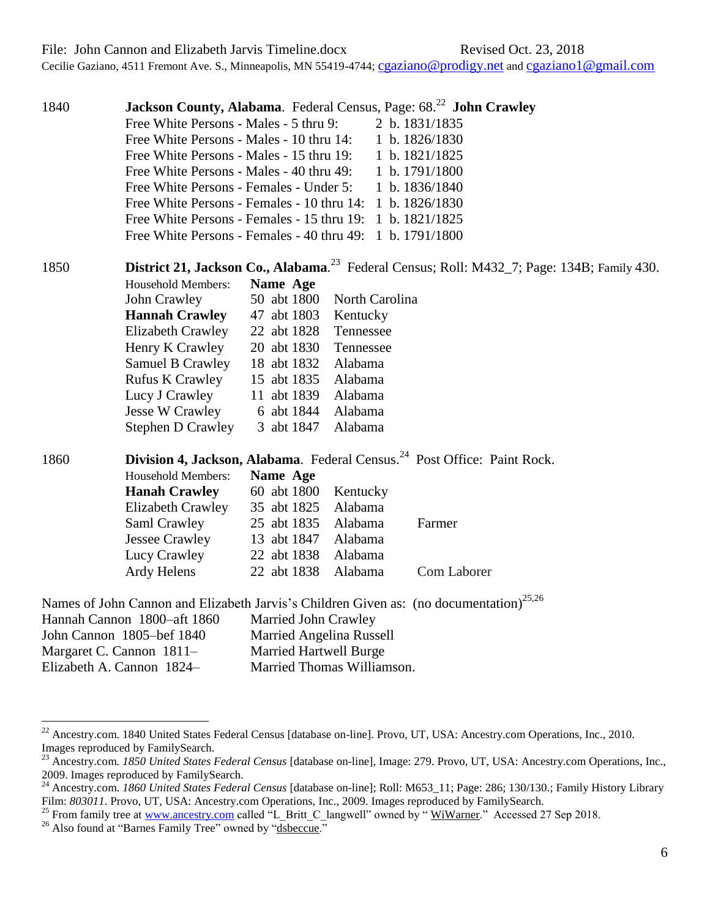1840 **Jackson County, Alabama**. Federal Census, Page: 68.[22] **John Crawley**

| | | |
|---|---|---|
| Free White Persons - Males - 5 thru 9: | 2 | b. 1831/1835 |
| Free White Persons - Males - 10 thru 14: | 1 | b. 1826/1830 |
| Free White Persons - Males - 15 thru 19: | 1 | b. 1821/1825 |
| Free White Persons - Males - 40 thru 49: | 1 | b. 1791/1800 |
| Free White Persons - Females - Under 5: | 1 | b. 1836/1840 |
| Free White Persons - Females - 10 thru 14: | 1 | b. 1826/1830 |
| Free White Persons - Females - 15 thru 19: | 1 | b. 1821/1825 |
| Free White Persons - Females - 40 thru 49: | 1 | b. 1791/1800 |

1850 **District 21, Jackson Co., Alabama**.[23] Federal Census; Roll: M432_7; Page: 134B; Family 430.

| Household Members: | Name Age | | |
|---|---|---|---|
| John Crawley | 50 | abt 1800 | North Carolina |
| **Hannah Crawley** | 47 | abt 1803 | Kentucky |
| Elizabeth Crawley | 22 | abt 1828 | Tennessee |
| Henry K Crawley | 20 | abt 1830 | Tennessee |
| Samuel B Crawley | 18 | abt 1832 | Alabama |
| Rufus K Crawley | 15 | abt 1835 | Alabama |
| Lucy J Crawley | 11 | abt 1839 | Alabama |
| Jesse W Crawley | 6 | abt 1844 | Alabama |
| Stephen D Crawley | 3 | abt 1847 | Alabama |

1860 **Division 4, Jackson, Alabama**. Federal Census.[24] Post Office: Paint Rock.

| Household Members: | Name Age | | | |
|---|---|---|---|---|
| **Hanah Crawley** | 60 | abt 1800 | Kentucky | |
| Elizabeth Crawley | 35 | abt 1825 | Alabama | |
| Saml Crawley | 25 | abt 1835 | Alabama | Farmer |
| Jessee Crawley | 13 | abt 1847 | Alabama | |
| Lucy Crawley | 22 | abt 1838 | Alabama | |
| Ardy Helens | 22 | abt 1838 | Alabama | Com Laborer |

Names of John Cannon and Elizabeth Jarvis's Children Given as: (no documentation)[25,26]

| | |
|---|---|
| Hannah Cannon 1800–aft 1860 | Married John Crawley |
| John Cannon 1805–bef 1840 | Married Angelina Russell |
| Margaret C. Cannon 1811– | Married Hartwell Burge |
| Elizabeth A. Cannon 1824– | Married Thomas Williamson. |

---

[22] Ancestry.com. 1840 United States Federal Census [database on-line]. Provo, UT, USA: Ancestry.com Operations, Inc., 2010. Images reproduced by FamilySearch.

[23] Ancestry.com. *1850 United States Federal Census* [database on-line], Image: 279. Provo, UT, USA: Ancestry.com Operations, Inc., 2009. Images reproduced by FamilySearch.

[24] Ancestry.com. *1860 United States Federal Census* [database on-line]; Roll: M653_11; Page: 286; 130/130.; Family History Library Film: *803011*. Provo, UT, USA: Ancestry.com Operations, Inc., 2009. Images reproduced by FamilySearch.

[25] From family tree at www.ancestry.com called "L_Britt_C_langwell" owned by " WiWarner." Accessed 27 Sep 2018.

[26] Also found at "Barnes Family Tree" owned by "dsbeccue."